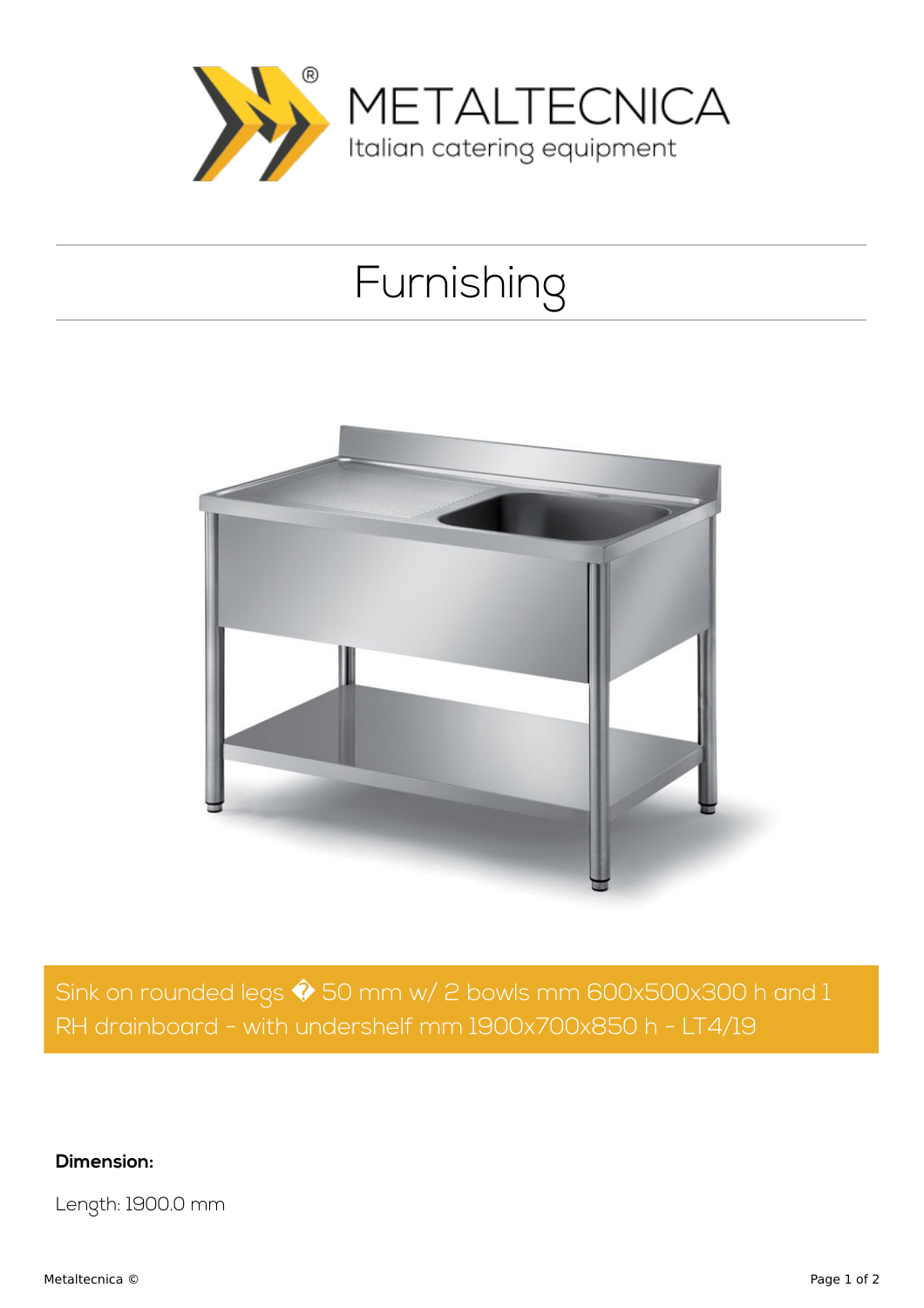METALTECNICA

Italian catering equipment

# Furnishing

Sink on rounded legs � 50 mm w/ 2 bowls mm 600x500x300 h and 1 RH drainboard - with undershelf mm 1900x700x850 h - LT4/19

**Dimension:**

Length: 1900.0 mm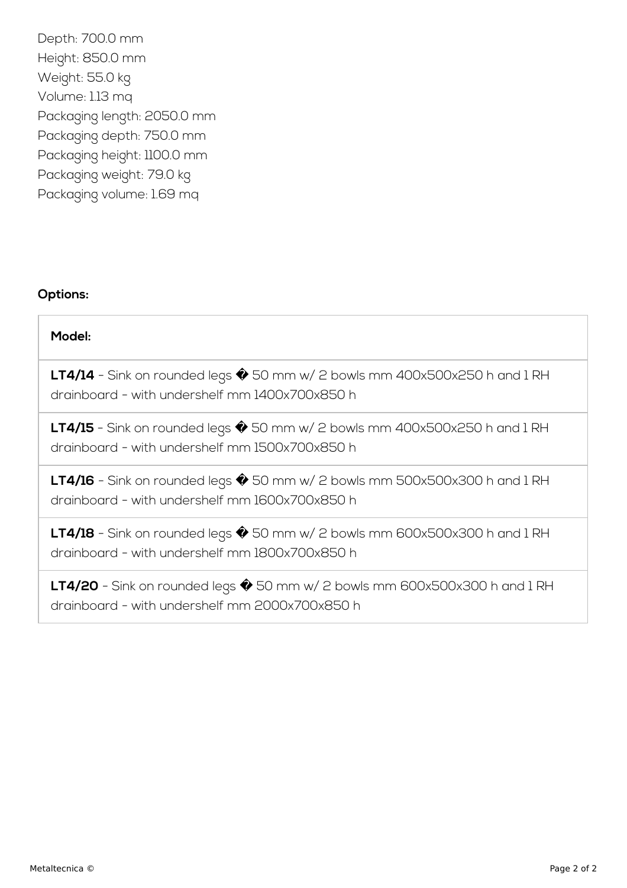Depth: 700.0 mm
Height: 850.0 mm
Weight: 55.0 kg
Volume: 1.13 mq
Packaging length: 2050.0 mm
Packaging depth: 750.0 mm
Packaging height: 1100.0 mm
Packaging weight: 79.0 kg
Packaging volume: 1.69 mq

**Options:**

| **Model:** |
| --- |
| **LT4/14** - Sink on rounded legs � 50 mm w/ 2 bowls mm 400x500x250 h and 1 RH drainboard - with undershelf mm 1400x700x850 h |
| **LT4/15** - Sink on rounded legs � 50 mm w/ 2 bowls mm 400x500x250 h and 1 RH drainboard - with undershelf mm 1500x700x850 h |
| **LT4/16** - Sink on rounded legs � 50 mm w/ 2 bowls mm 500x500x300 h and 1 RH drainboard - with undershelf mm 1600x700x850 h |
| **LT4/18** - Sink on rounded legs � 50 mm w/ 2 bowls mm 600x500x300 h and 1 RH drainboard - with undershelf mm 1800x700x850 h |
| **LT4/20** - Sink on rounded legs � 50 mm w/ 2 bowls mm 600x500x300 h and 1 RH drainboard - with undershelf mm 2000x700x850 h |

Metaltecnica ©